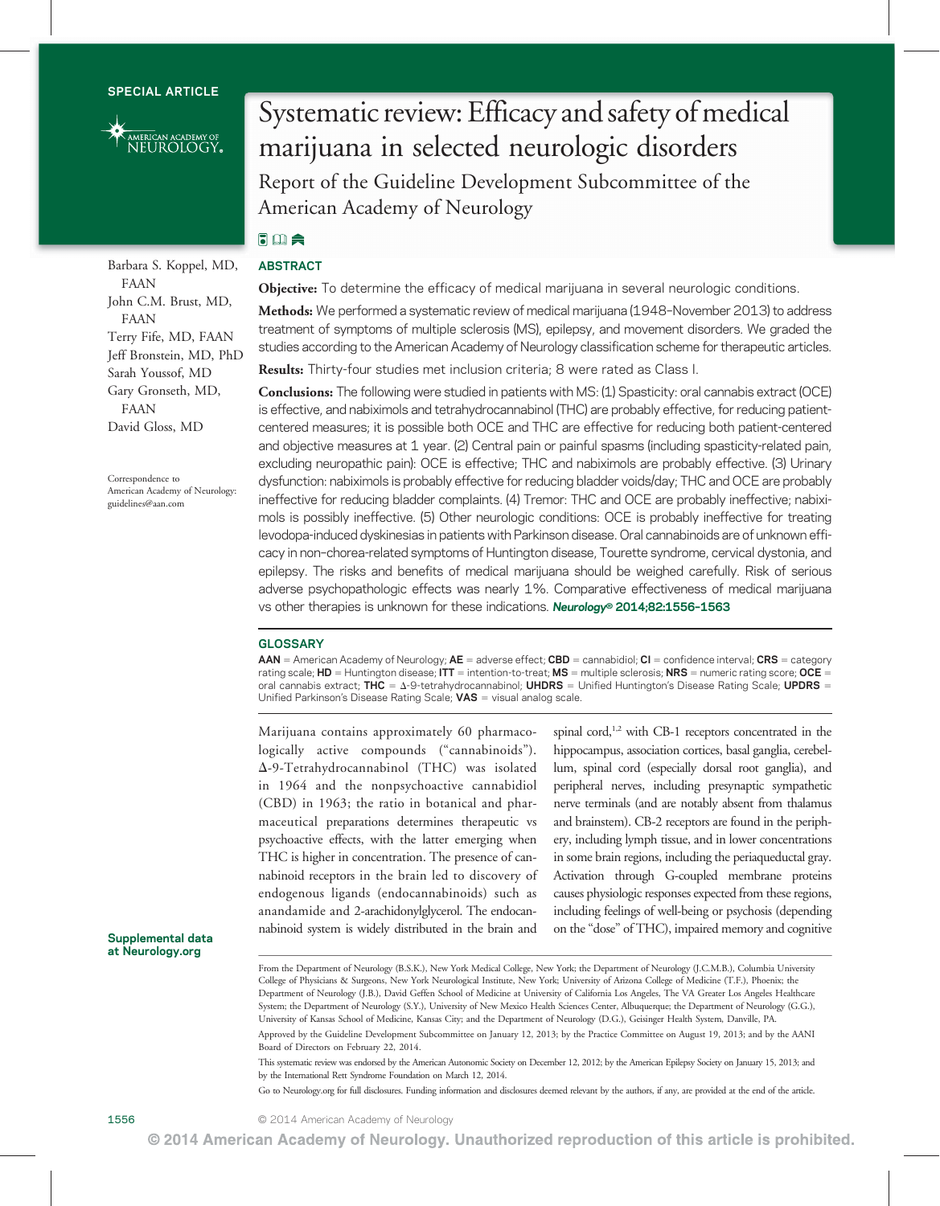SPECIAL ARTICLE

# Systematic review: Efficacy and safety of medical marijuana in selected neurologic disorders

## Report of the Guideline Development Subcommittee of the American Academy of Neurology

Barbara S. Koppel, MD, FAAN
John C.M. Brust, MD, FAAN
Terry Fife, MD, FAAN
Jeff Bronstein, MD, PhD
Sarah Youssof, MD
Gary Gronseth, MD, FAAN
David Gloss, MD

Correspondence to American Academy of Neurology: guidelines@aan.com

### ABSTRACT

**Objective:** To determine the efficacy of medical marijuana in several neurologic conditions.

**Methods:** We performed a systematic review of medical marijuana (1948–November 2013) to address treatment of symptoms of multiple sclerosis (MS), epilepsy, and movement disorders. We graded the studies according to the American Academy of Neurology classification scheme for therapeutic articles.

**Results:** Thirty-four studies met inclusion criteria; 8 were rated as Class I.

**Conclusions:** The following were studied in patients with MS: (1) Spasticity: oral cannabis extract (OCE) is effective, and nabiximols and tetrahydrocannabinol (THC) are probably effective, for reducing patient-centered measures; it is possible both OCE and THC are effective for reducing both patient-centered and objective measures at 1 year. (2) Central pain or painful spasms (including spasticity-related pain, excluding neuropathic pain): OCE is effective; THC and nabiximols are probably effective. (3) Urinary dysfunction: nabiximols is probably effective for reducing bladder voids/day; THC and OCE are probably ineffective for reducing bladder complaints. (4) Tremor: THC and OCE are probably ineffective; nabiximols is possibly ineffective. (5) Other neurologic conditions: OCE is probably ineffective for treating levodopa-induced dyskinesias in patients with Parkinson disease. Oral cannabinoids are of unknown efficacy in non–chorea-related symptoms of Huntington disease, Tourette syndrome, cervical dystonia, and epilepsy. The risks and benefits of medical marijuana should be weighed carefully. Risk of serious adverse psychopathologic effects was nearly 1%. Comparative effectiveness of medical marijuana vs other therapies is unknown for these indications. *Neurology®* **2014;82:1556–1563**

### GLOSSARY

**AAN** = American Academy of Neurology; **AE** = adverse effect; **CBD** = cannabidiol; **CI** = confidence interval; **CRS** = category rating scale; **HD** = Huntington disease; **ITT** = intention-to-treat; **MS** = multiple sclerosis; **NRS** = numeric rating score; **OCE** = oral cannabis extract; **THC** = Δ-9-tetrahydrocannabinol; **UHDRS** = Unified Huntington's Disease Rating Scale; **UPDRS** = Unified Parkinson's Disease Rating Scale; **VAS** = visual analog scale.

Marijuana contains approximately 60 pharmacologically active compounds ("cannabinoids"). Δ-9-Tetrahydrocannabinol (THC) was isolated in 1964 and the nonpsychoactive cannabidiol (CBD) in 1963; the ratio in botanical and pharmaceutical preparations determines therapeutic vs psychoactive effects, with the latter emerging when THC is higher in concentration. The presence of cannabinoid receptors in the brain led to discovery of endogenous ligands (endocannabinoids) such as anandamide and 2-arachidonylglycerol. The endocannabinoid system is widely distributed in the brain and spinal cord,[1,2] with CB-1 receptors concentrated in the hippocampus, association cortices, basal ganglia, cerebellum, spinal cord (especially dorsal root ganglia), and peripheral nerves, including presynaptic sympathetic nerve terminals (and are notably absent from thalamus and brainstem). CB-2 receptors are found in the periphery, including lymph tissue, and in lower concentrations in some brain regions, including the periaqueductal gray. Activation through G-coupled membrane proteins causes physiologic responses expected from these regions, including feelings of well-being or psychosis (depending on the "dose" of THC), impaired memory and cognitive

Supplemental data at Neurology.org

From the Department of Neurology (B.S.K.), New York Medical College, New York; the Department of Neurology (J.C.M.B.), Columbia University College of Physicians & Surgeons, New York Neurological Institute, New York; University of Arizona College of Medicine (T.F.), Phoenix; the Department of Neurology (J.B.), David Geffen School of Medicine at University of California Los Angeles, The VA Greater Los Angeles Healthcare System; the Department of Neurology (S.Y.), University of New Mexico Health Sciences Center, Albuquerque; the Department of Neurology (G.G.), University of Kansas School of Medicine, Kansas City; and the Department of Neurology (D.G.), Geisinger Health System, Danville, PA.

Approved by the Guideline Development Subcommittee on January 12, 2013; by the Practice Committee on August 19, 2013; and by the AANI Board of Directors on February 22, 2014.

This systematic review was endorsed by the American Autonomic Society on December 12, 2012; by the American Epilepsy Society on January 15, 2013; and by the International Rett Syndrome Foundation on March 12, 2014.

Go to Neurology.org for full disclosures. Funding information and disclosures deemed relevant by the authors, if any, are provided at the end of the article.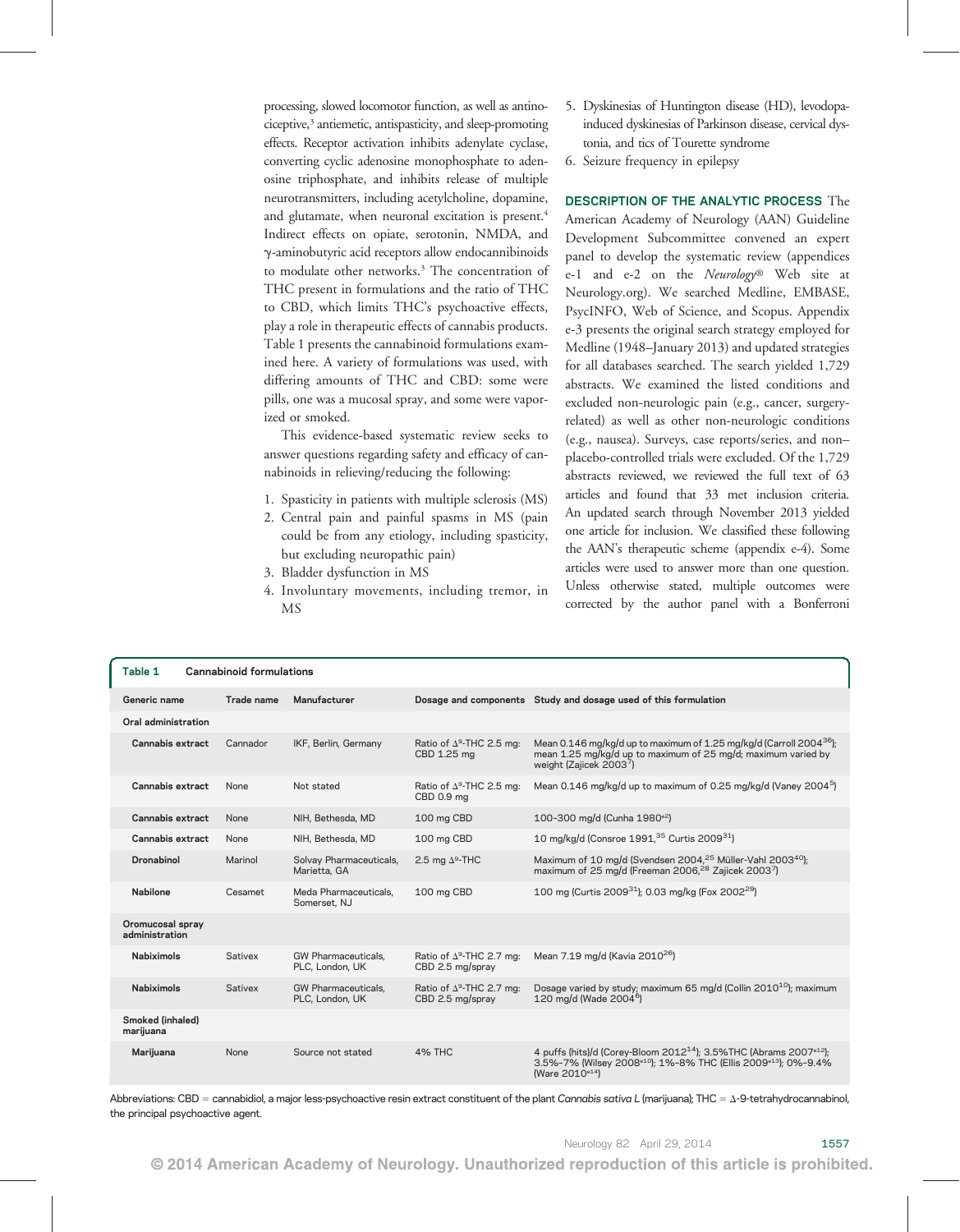processing, slowed locomotor function, as well as antinociceptive,[3] antiemetic, antispasticity, and sleep-promoting effects. Receptor activation inhibits adenylate cyclase, converting cyclic adenosine monophosphate to adenosine triphosphate, and inhibits release of multiple neurotransmitters, including acetylcholine, dopamine, and glutamate, when neuronal excitation is present.[4] Indirect effects on opiate, serotonin, NMDA, and γ-aminobutyric acid receptors allow endocannibinoids to modulate other networks.[3] The concentration of THC present in formulations and the ratio of THC to CBD, which limits THC's psychoactive effects, play a role in therapeutic effects of cannabis products. Table 1 presents the cannabinoid formulations examined here. A variety of formulations was used, with differing amounts of THC and CBD: some were pills, one was a mucosal spray, and some were vaporized or smoked.

This evidence-based systematic review seeks to answer questions regarding safety and efficacy of cannabinoids in relieving/reducing the following:

1. Spasticity in patients with multiple sclerosis (MS)
2. Central pain and painful spasms in MS (pain could be from any etiology, including spasticity, but excluding neuropathic pain)
3. Bladder dysfunction in MS
4. Involuntary movements, including tremor, in MS
5. Dyskinesias of Huntington disease (HD), levodopa-induced dyskinesias of Parkinson disease, cervical dystonia, and tics of Tourette syndrome
6. Seizure frequency in epilepsy

**DESCRIPTION OF THE ANALYTIC PROCESS** The American Academy of Neurology (AAN) Guideline Development Subcommittee convened an expert panel to develop the systematic review (appendices e-1 and e-2 on the *Neurology®* Web site at Neurology.org). We searched Medline, EMBASE, PsycINFO, Web of Science, and Scopus. Appendix e-3 presents the original search strategy employed for Medline (1948–January 2013) and updated strategies for all databases searched. The search yielded 1,729 abstracts. We examined the listed conditions and excluded non-neurologic pain (e.g., cancer, surgery-related) as well as other non-neurologic conditions (e.g., nausea). Surveys, case reports/series, and non–placebo-controlled trials were excluded. Of the 1,729 abstracts reviewed, we reviewed the full text of 63 articles and found that 33 met inclusion criteria. An updated search through November 2013 yielded one article for inclusion. We classified these following the AAN's therapeutic scheme (appendix e-4). Some articles were used to answer more than one question. Unless otherwise stated, multiple outcomes were corrected by the author panel with a Bonferroni

**Table 1** Cannabinoid formulations

| Generic name | Trade name | Manufacturer | Dosage and components | Study and dosage used of this formulation |
|---|---|---|---|---|
| **Oral administration** | | | | |
| **Cannabis extract** | Cannador | IKF, Berlin, Germany | Ratio of Δ⁹-THC 2.5 mg: CBD 1.25 mg | Mean 0.146 mg/kg/d up to maximum of 1.25 mg/kg/d (Carroll 2004[36]); mean 1.25 mg/kg/d up to maximum of 25 mg/d; maximum varied by weight (Zajicek 2003[7]) |
| **Cannabis extract** | None | Not stated | Ratio of Δ⁹-THC 2.5 mg: CBD 0.9 mg | Mean 0.146 mg/kg/d up to maximum of 0.25 mg/kg/d (Vaney 2004[5]) |
| **Cannabis extract** | None | NIH, Bethesda, MD | 100 mg CBD | 100–300 mg/d (Cunha 1980[e2]) |
| **Cannabis extract** | None | NIH, Bethesda, MD | 100 mg CBD | 10 mg/kg/d (Consroe 1991,[35] Curtis 2009[31]) |
| **Dronabinol** | Marinol | Solvay Pharmaceuticals, Marietta, GA | 2.5 mg Δ⁹-THC | Maximum of 10 mg/d (Svendsen 2004,[25] Müller-Vahl 2003[40]); maximum of 25 mg/d (Freeman 2006,[28] Zajicek 2003[7]) |
| **Nabilone** | Cesamet | Meda Pharmaceuticals, Somerset, NJ | 100 mg CBD | 100 mg (Curtis 2009[31]); 0.03 mg/kg (Fox 2002[29]) |
| **Oromucosal spray administration** | | | | |
| **Nabiximols** | Sativex | GW Pharmaceuticals, PLC, London, UK | Ratio of Δ⁹-THC 2.7 mg: CBD 2.5 mg/spray | Mean 7.19 mg/d (Kavia 2010[26]) |
| **Nabiximols** | Sativex | GW Pharmaceuticals, PLC, London, UK | Ratio of Δ⁹-THC 2.7 mg: CBD 2.5 mg/spray | Dosage varied by study; maximum 65 mg/d (Collin 2010[10]); maximum 120 mg/d (Wade 2004[6]) |
| **Smoked (inhaled) marijuana** | | | | |
| **Marijuana** | None | Source not stated | 4% THC | 4 puffs (hits)/d (Corey-Bloom 2012[14]); 3.5%THC (Abrams 2007[e12]); 3.5%–7% (Wilsey 2008[e10]); 1%–8% THC (Ellis 2009[e13]); 0%–9.4% (Ware 2010[e14]) |

Abbreviations: CBD = cannabidiol, a major less-psychoactive resin extract constituent of the plant *Cannabis sativa L* (marijuana); THC = Δ-9-tetrahydrocannabinol, the principal psychoactive agent.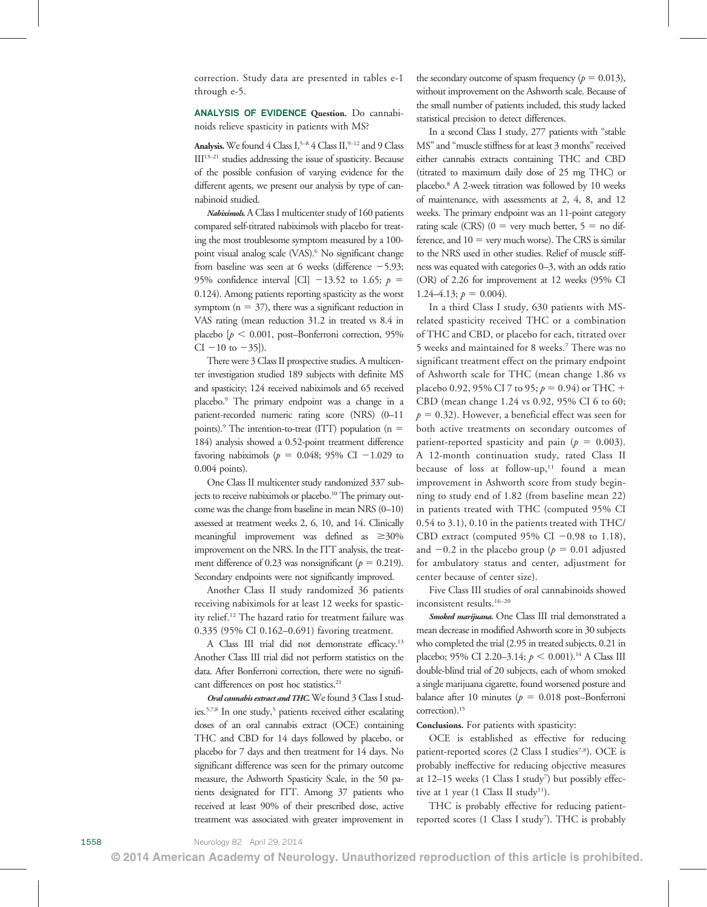correction. Study data are presented in tables e-1 through e-5.

**ANALYSIS OF EVIDENCE Question.** Do cannabinoids relieve spasticity in patients with MS?

**Analysis.** We found 4 Class I,[5–8] 4 Class II,[9–12] and 9 Class III[13–21] studies addressing the issue of spasticity. Because of the possible confusion of varying evidence for the different agents, we present our analysis by type of cannabinoid studied.

***Nabiximols.*** A Class I multicenter study of 160 patients compared self-titrated nabiximols with placebo for treating the most troublesome symptom measured by a 100-point visual analog scale (VAS).[6] No significant change from baseline was seen at 6 weeks (difference −5.93; 95% confidence interval [CI] −13.52 to 1.65; $p = 0.124$). Among patients reporting spasticity as the worst symptom ($n = 37$), there was a significant reduction in VAS rating (mean reduction 31.2 in treated vs 8.4 in placebo [$p < 0.001$, post–Bonferroni correction, 95% CI −10 to −35]).

There were 3 Class II prospective studies. A multicenter investigation studied 189 subjects with definite MS and spasticity; 124 received nabiximols and 65 received placebo.[9] The primary endpoint was a change in a patient-recorded numeric rating score (NRS) (0–11 points).[9] The intention-to-treat (ITT) population ($n = 184$) analysis showed a 0.52-point treatment difference favoring nabiximols ($p = 0.048$; 95% CI −1.029 to 0.004 points).

One Class II multicenter study randomized 337 subjects to receive nabiximols or placebo.[10] The primary outcome was the change from baseline in mean NRS (0–10) assessed at treatment weeks 2, 6, 10, and 14. Clinically meaningful improvement was defined as ≥30% improvement on the NRS. In the ITT analysis, the treatment difference of 0.23 was nonsignificant ($p = 0.219$). Secondary endpoints were not significantly improved.

Another Class II study randomized 36 patients receiving nabiximols for at least 12 weeks for spasticity relief.[12] The hazard ratio for treatment failure was 0.335 (95% CI 0.162–0.691) favoring treatment.

A Class III trial did not demonstrate efficacy.[13] Another Class III trial did not perform statistics on the data. After Bonferroni correction, there were no significant differences on post hoc statistics.[21]

***Oral cannabis extract and THC.*** We found 3 Class I studies.[5,7,8] In one study,[5] patients received either escalating doses of an oral cannabis extract (OCE) containing THC and CBD for 14 days followed by placebo, or placebo for 7 days and then treatment for 14 days. No significant difference was seen for the primary outcome measure, the Ashworth Spasticity Scale, in the 50 patients designated for ITT. Among 37 patients who received at least 90% of their prescribed dose, active treatment was associated with greater improvement in the secondary outcome of spasm frequency ($p = 0.013$), without improvement on the Ashworth scale. Because of the small number of patients included, this study lacked statistical precision to detect differences.

In a second Class I study, 277 patients with "stable MS" and "muscle stiffness for at least 3 months" received either cannabis extracts containing THC and CBD (titrated to maximum daily dose of 25 mg THC) or placebo.[8] A 2-week titration was followed by 10 weeks of maintenance, with assessments at 2, 4, 8, and 12 weeks. The primary endpoint was an 11-point category rating scale (CRS) (0 = very much better, 5 = no difference, and 10 = very much worse). The CRS is similar to the NRS used in other studies. Relief of muscle stiffness was equated with categories 0–3, with an odds ratio (OR) of 2.26 for improvement at 12 weeks (95% CI 1.24–4.13; $p = 0.004$).

In a third Class I study, 630 patients with MS-related spasticity received THC or a combination of THC and CBD, or placebo for each, titrated over 5 weeks and maintained for 8 weeks.[7] There was no significant treatment effect on the primary endpoint of Ashworth scale for THC (mean change 1.86 vs placebo 0.92, 95% CI 7 to 95; $p = 0.94$) or THC + CBD (mean change 1.24 vs 0.92, 95% CI 6 to 60; $p = 0.32$). However, a beneficial effect was seen for both active treatments on secondary outcomes of patient-reported spasticity and pain ($p = 0.003$). A 12-month continuation study, rated Class II because of loss at follow-up,[11] found a mean improvement in Ashworth score from study beginning to study end of 1.82 (from baseline mean 22) in patients treated with THC (computed 95% CI 0.54 to 3.1), 0.10 in the patients treated with THC/CBD extract (computed 95% CI −0.98 to 1.18), and −0.2 in the placebo group ($p = 0.01$ adjusted for ambulatory status and center, adjustment for center because of center size).

Five Class III studies of oral cannabinoids showed inconsistent results.[16–20]

***Smoked marijuana.*** One Class III trial demonstrated a mean decrease in modified Ashworth score in 30 subjects who completed the trial (2.95 in treated subjects, 0.21 in placebo; 95% CI 2.20–3.14; $p < 0.001$).[14] A Class III double-blind trial of 20 subjects, each of whom smoked a single marijuana cigarette, found worsened posture and balance after 10 minutes ($p = 0.018$ post–Bonferroni correction).[15]

**Conclusions.** For patients with spasticity:

OCE is established as effective for reducing patient-reported scores (2 Class I studies[7,8]). OCE is probably ineffective for reducing objective measures at 12–15 weeks (1 Class I study[7]) but possibly effective at 1 year (1 Class II study[11]).

THC is probably effective for reducing patient-reported scores (1 Class I study[7]). THC is probably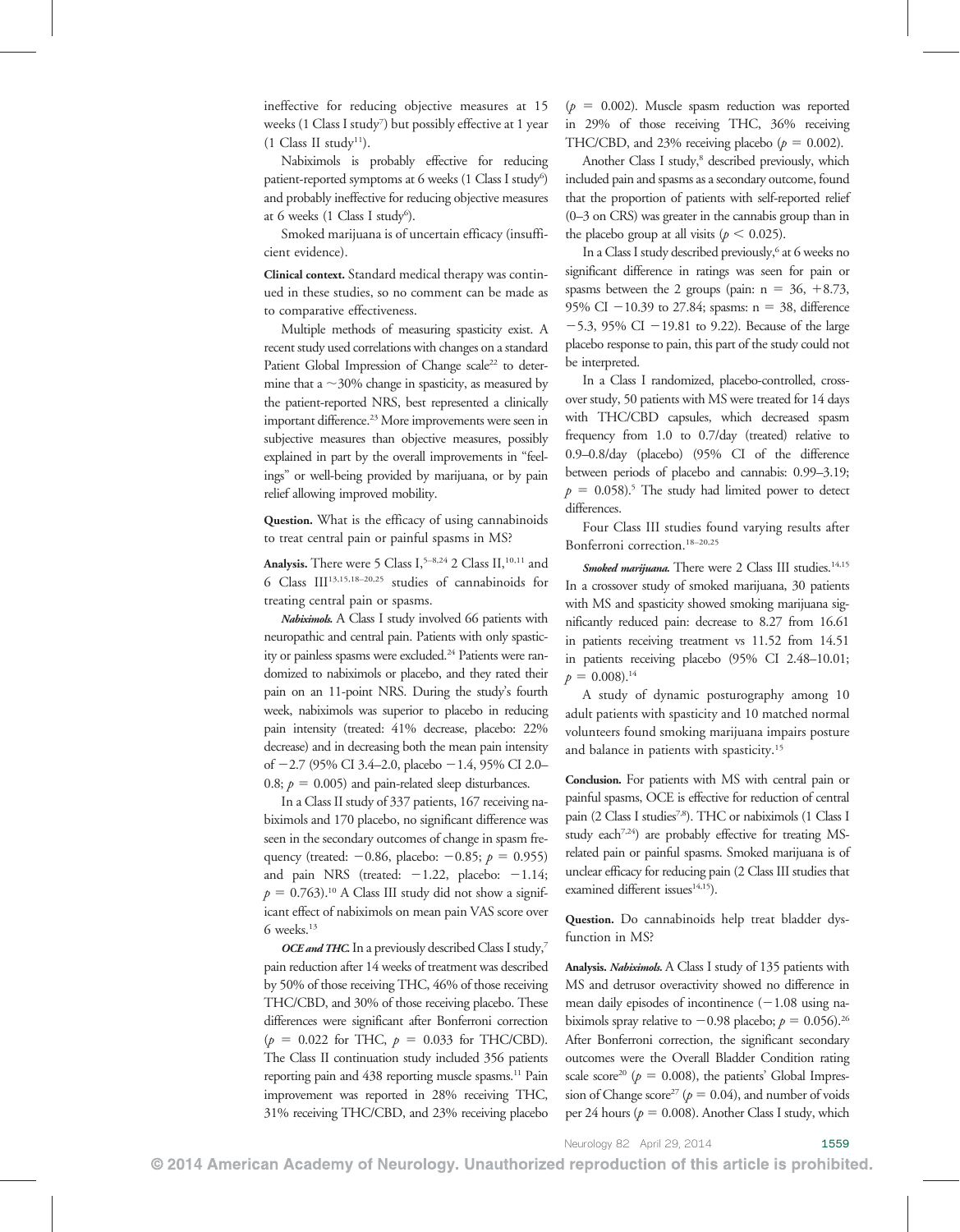ineffective for reducing objective measures at 15 weeks (1 Class I study[7]) but possibly effective at 1 year (1 Class II study[11]).

Nabiximols is probably effective for reducing patient-reported symptoms at 6 weeks (1 Class I study[6]) and probably ineffective for reducing objective measures at 6 weeks (1 Class I study[6]).

Smoked marijuana is of uncertain efficacy (insufficient evidence).

**Clinical context.** Standard medical therapy was continued in these studies, so no comment can be made as to comparative effectiveness.

Multiple methods of measuring spasticity exist. A recent study used correlations with changes on a standard Patient Global Impression of Change scale[22] to determine that a ~30% change in spasticity, as measured by the patient-reported NRS, best represented a clinically important difference.[23] More improvements were seen in subjective measures than objective measures, possibly explained in part by the overall improvements in "feelings" or well-being provided by marijuana, or by pain relief allowing improved mobility.

**Question.** What is the efficacy of using cannabinoids to treat central pain or painful spasms in MS?

**Analysis.** There were 5 Class I,[5–8,24] 2 Class II,[10,11] and 6 Class III[13,15,18–20,25] studies of cannabinoids for treating central pain or spasms.

***Nabiximols.*** A Class I study involved 66 patients with neuropathic and central pain. Patients with only spasticity or painless spasms were excluded.[24] Patients were randomized to nabiximols or placebo, and they rated their pain on an 11-point NRS. During the study's fourth week, nabiximols was superior to placebo in reducing pain intensity (treated: 41% decrease, placebo: 22% decrease) and in decreasing both the mean pain intensity of $-2.7$ (95% CI 3.4–2.0, placebo $-1.4$, 95% CI 2.0–0.8; $p = 0.005$) and pain-related sleep disturbances.

In a Class II study of 337 patients, 167 receiving nabiximols and 170 placebo, no significant difference was seen in the secondary outcomes of change in spasm frequency (treated: $-0.86$, placebo: $-0.85$; $p = 0.955$) and pain NRS (treated: $-1.22$, placebo: $-1.14$; $p = 0.763$).[10] A Class III study did not show a significant effect of nabiximols on mean pain VAS score over 6 weeks.[13]

***OCE and THC.*** In a previously described Class I study,[7] pain reduction after 14 weeks of treatment was described by 50% of those receiving THC, 46% of those receiving THC/CBD, and 30% of those receiving placebo. These differences were significant after Bonferroni correction ($p = 0.022$ for THC, $p = 0.033$ for THC/CBD). The Class II continuation study included 356 patients reporting pain and 438 reporting muscle spasms.[11] Pain improvement was reported in 28% receiving THC, 31% receiving THC/CBD, and 23% receiving placebo ($p = 0.002$). Muscle spasm reduction was reported in 29% of those receiving THC, 36% receiving THC/CBD, and 23% receiving placebo ($p = 0.002$).

Another Class I study,[8] described previously, which included pain and spasms as a secondary outcome, found that the proportion of patients with self-reported relief (0–3 on CRS) was greater in the cannabis group than in the placebo group at all visits ($p < 0.025$).

In a Class I study described previously,[6] at 6 weeks no significant difference in ratings was seen for pain or spasms between the 2 groups (pain: n = 36, +8.73, 95% CI $-10.39$ to 27.84; spasms: n = 38, difference $-5.3$, 95% CI $-19.81$ to 9.22). Because of the large placebo response to pain, this part of the study could not be interpreted.

In a Class I randomized, placebo-controlled, crossover study, 50 patients with MS were treated for 14 days with THC/CBD capsules, which decreased spasm frequency from 1.0 to 0.7/day (treated) relative to 0.9–0.8/day (placebo) (95% CI of the difference between periods of placebo and cannabis: 0.99–3.19; $p = 0.058$).[5] The study had limited power to detect differences.

Four Class III studies found varying results after Bonferroni correction.[18–20,25]

***Smoked marijuana.*** There were 2 Class III studies.[14,15] In a crossover study of smoked marijuana, 30 patients with MS and spasticity showed smoking marijuana significantly reduced pain: decrease to 8.27 from 16.61 in patients receiving treatment vs 11.52 from 14.51 in patients receiving placebo (95% CI 2.48–10.01; $p = 0.008$).[14]

A study of dynamic posturography among 10 adult patients with spasticity and 10 matched normal volunteers found smoking marijuana impairs posture and balance in patients with spasticity.[15]

**Conclusion.** For patients with MS with central pain or painful spasms, OCE is effective for reduction of central pain (2 Class I studies[7,8]). THC or nabiximols (1 Class I study each[7,24]) are probably effective for treating MS-related pain or painful spasms. Smoked marijuana is of unclear efficacy for reducing pain (2 Class III studies that examined different issues[14,15]).

**Question.** Do cannabinoids help treat bladder dysfunction in MS?

**Analysis.** ***Nabiximols.*** A Class I study of 135 patients with MS and detrusor overactivity showed no difference in mean daily episodes of incontinence ($-1.08$ using nabiximols spray relative to $-0.98$ placebo; $p = 0.056$).[26] After Bonferroni correction, the significant secondary outcomes were the Overall Bladder Condition rating scale score[20] ($p = 0.008$), the patients' Global Impression of Change score[27] ($p = 0.04$), and number of voids per 24 hours ($p = 0.008$). Another Class I study, which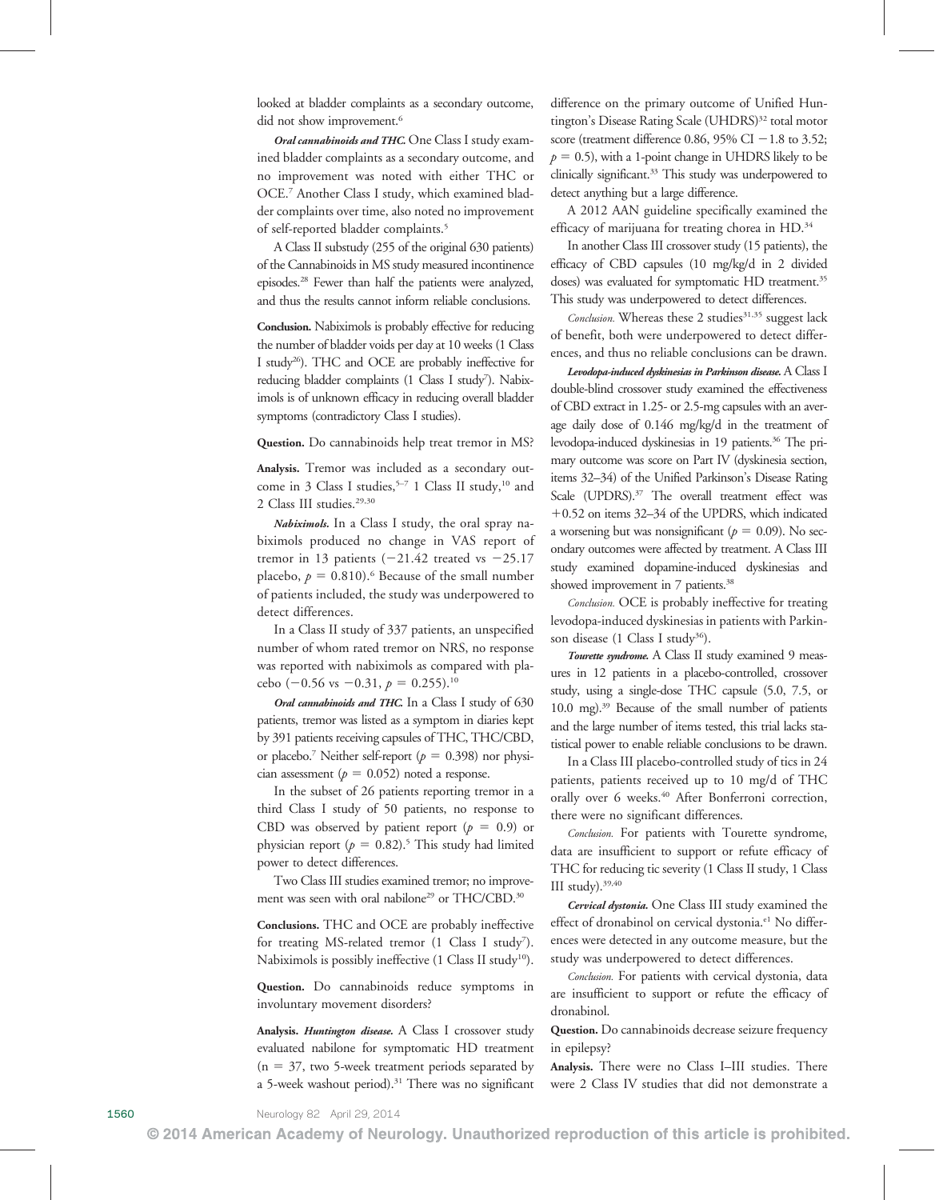looked at bladder complaints as a secondary outcome, did not show improvement.[6]

***Oral cannabinoids and THC.*** One Class I study examined bladder complaints as a secondary outcome, and no improvement was noted with either THC or OCE.[7] Another Class I study, which examined bladder complaints over time, also noted no improvement of self-reported bladder complaints.[5]

A Class II substudy (255 of the original 630 patients) of the Cannabinoids in MS study measured incontinence episodes.[28] Fewer than half the patients were analyzed, and thus the results cannot inform reliable conclusions.

**Conclusion.** Nabiximols is probably effective for reducing the number of bladder voids per day at 10 weeks (1 Class I study[26]). THC and OCE are probably ineffective for reducing bladder complaints (1 Class I study[7]). Nabiximols is of unknown efficacy in reducing overall bladder symptoms (contradictory Class I studies).

**Question.** Do cannabinoids help treat tremor in MS?

**Analysis.** Tremor was included as a secondary outcome in 3 Class I studies,[5–7] 1 Class II study,[10] and 2 Class III studies.[29,30]

***Nabiximols.*** In a Class I study, the oral spray nabiximols produced no change in VAS report of tremor in 13 patients ($-21.42$ treated vs $-25.17$ placebo, $p = 0.810$).[6] Because of the small number of patients included, the study was underpowered to detect differences.

In a Class II study of 337 patients, an unspecified number of whom rated tremor on NRS, no response was reported with nabiximols as compared with placebo ($-0.56$ vs $-0.31$, $p = 0.255$).[10]

***Oral cannabinoids and THC.*** In a Class I study of 630 patients, tremor was listed as a symptom in diaries kept by 391 patients receiving capsules of THC, THC/CBD, or placebo.[7] Neither self-report ($p = 0.398$) nor physician assessment ($p = 0.052$) noted a response.

In the subset of 26 patients reporting tremor in a third Class I study of 50 patients, no response to CBD was observed by patient report ($p = 0.9$) or physician report ($p = 0.82$).[5] This study had limited power to detect differences.

Two Class III studies examined tremor; no improvement was seen with oral nabilone[29] or THC/CBD.[30]

**Conclusions.** THC and OCE are probably ineffective for treating MS-related tremor (1 Class I study[7]). Nabiximols is possibly ineffective (1 Class II study[10]).

**Question.** Do cannabinoids reduce symptoms in involuntary movement disorders?

**Analysis.** ***Huntington disease.*** A Class I crossover study evaluated nabilone for symptomatic HD treatment ($n = 37$, two 5-week treatment periods separated by a 5-week washout period).[31] There was no significant difference on the primary outcome of Unified Huntington's Disease Rating Scale (UHDRS)[32] total motor score (treatment difference 0.86, 95% CI $-1.8$ to 3.52; $p = 0.5$), with a 1-point change in UHDRS likely to be clinically significant.[33] This study was underpowered to detect anything but a large difference.

A 2012 AAN guideline specifically examined the efficacy of marijuana for treating chorea in HD.[34]

In another Class III crossover study (15 patients), the efficacy of CBD capsules (10 mg/kg/d in 2 divided doses) was evaluated for symptomatic HD treatment.[35] This study was underpowered to detect differences.

*Conclusion.* Whereas these 2 studies[31,35] suggest lack of benefit, both were underpowered to detect differences, and thus no reliable conclusions can be drawn.

***Levodopa-induced dyskinesias in Parkinson disease.*** A Class I double-blind crossover study examined the effectiveness of CBD extract in 1.25- or 2.5-mg capsules with an average daily dose of 0.146 mg/kg/d in the treatment of levodopa-induced dyskinesias in 19 patients.[36] The primary outcome was score on Part IV (dyskinesia section, items 32–34) of the Unified Parkinson's Disease Rating Scale (UPDRS).[37] The overall treatment effect was $+0.52$ on items 32–34 of the UPDRS, which indicated a worsening but was nonsignificant ($p = 0.09$). No secondary outcomes were affected by treatment. A Class III study examined dopamine-induced dyskinesias and showed improvement in 7 patients.[38]

*Conclusion.* OCE is probably ineffective for treating levodopa-induced dyskinesias in patients with Parkinson disease (1 Class I study[36]).

***Tourette syndrome.*** A Class II study examined 9 measures in 12 patients in a placebo-controlled, crossover study, using a single-dose THC capsule (5.0, 7.5, or 10.0 mg).[39] Because of the small number of patients and the large number of items tested, this trial lacks statistical power to enable reliable conclusions to be drawn.

In a Class III placebo-controlled study of tics in 24 patients, patients received up to 10 mg/d of THC orally over 6 weeks.[40] After Bonferroni correction, there were no significant differences.

*Conclusion.* For patients with Tourette syndrome, data are insufficient to support or refute efficacy of THC for reducing tic severity (1 Class II study, 1 Class III study).[39,40]

***Cervical dystonia.*** One Class III study examined the effect of dronabinol on cervical dystonia.[e1] No differences were detected in any outcome measure, but the study was underpowered to detect differences.

*Conclusion.* For patients with cervical dystonia, data are insufficient to support or refute the efficacy of dronabinol.

**Question.** Do cannabinoids decrease seizure frequency in epilepsy?

**Analysis.** There were no Class I–III studies. There were 2 Class IV studies that did not demonstrate a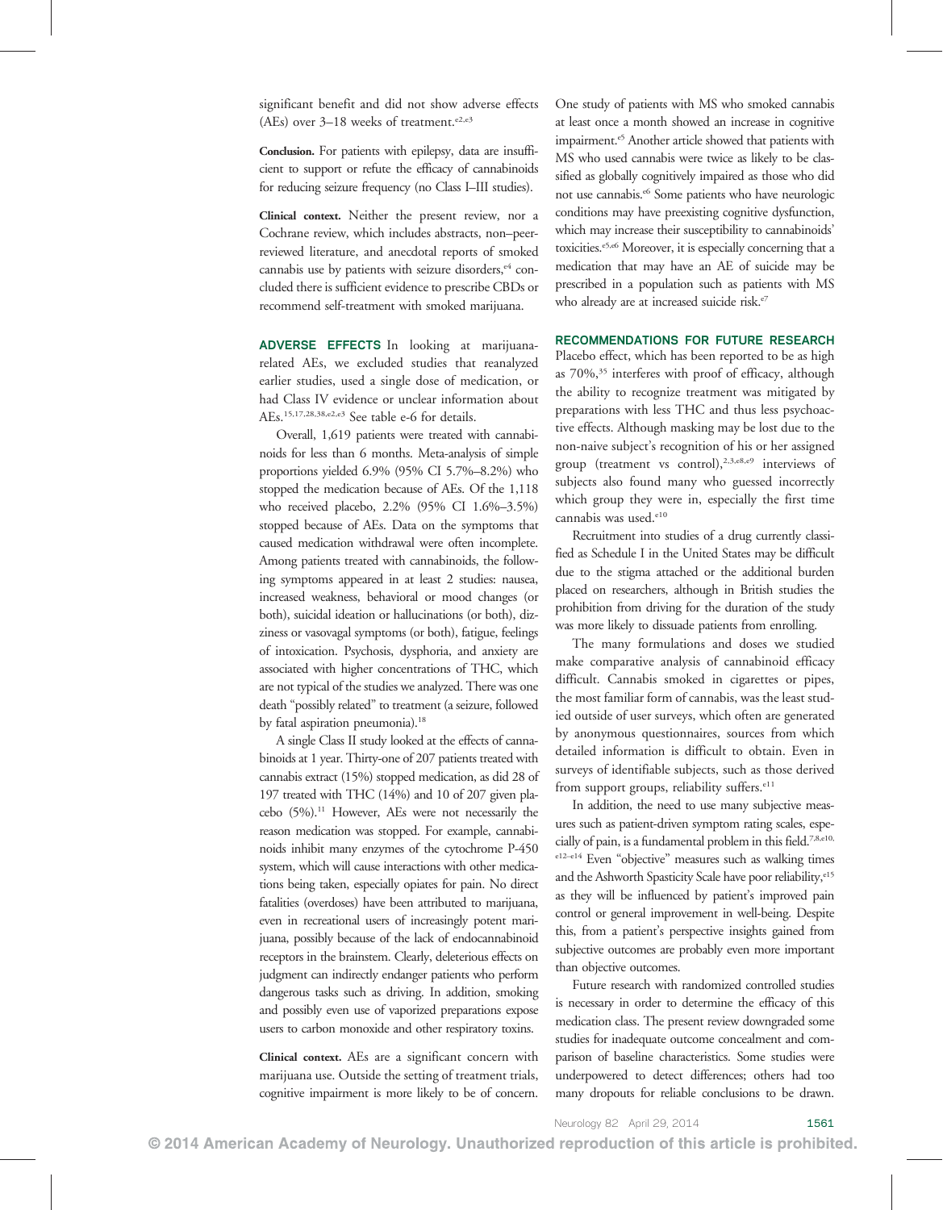significant benefit and did not show adverse effects (AEs) over 3–18 weeks of treatment.[e2,e3]

**Conclusion.** For patients with epilepsy, data are insufficient to support or refute the efficacy of cannabinoids for reducing seizure frequency (no Class I–III studies).

**Clinical context.** Neither the present review, nor a Cochrane review, which includes abstracts, non–peer-reviewed literature, and anecdotal reports of smoked cannabis use by patients with seizure disorders,[e4] concluded there is sufficient evidence to prescribe CBDs or recommend self-treatment with smoked marijuana.

**ADVERSE EFFECTS** In looking at marijuana-related AEs, we excluded studies that reanalyzed earlier studies, used a single dose of medication, or had Class IV evidence or unclear information about AEs.[15,17,28,38,e2,e3] See table e-6 for details.

Overall, 1,619 patients were treated with cannabinoids for less than 6 months. Meta-analysis of simple proportions yielded 6.9% (95% CI 5.7%–8.2%) who stopped the medication because of AEs. Of the 1,118 who received placebo, 2.2% (95% CI 1.6%–3.5%) stopped because of AEs. Data on the symptoms that caused medication withdrawal were often incomplete. Among patients treated with cannabinoids, the following symptoms appeared in at least 2 studies: nausea, increased weakness, behavioral or mood changes (or both), suicidal ideation or hallucinations (or both), dizziness or vasovagal symptoms (or both), fatigue, feelings of intoxication. Psychosis, dysphoria, and anxiety are associated with higher concentrations of THC, which are not typical of the studies we analyzed. There was one death "possibly related" to treatment (a seizure, followed by fatal aspiration pneumonia).[18]

A single Class II study looked at the effects of cannabinoids at 1 year. Thirty-one of 207 patients treated with cannabis extract (15%) stopped medication, as did 28 of 197 treated with THC (14%) and 10 of 207 given placebo (5%).[11] However, AEs were not necessarily the reason medication was stopped. For example, cannabinoids inhibit many enzymes of the cytochrome P-450 system, which will cause interactions with other medications being taken, especially opiates for pain. No direct fatalities (overdoses) have been attributed to marijuana, even in recreational users of increasingly potent marijuana, possibly because of the lack of endocannabinoid receptors in the brainstem. Clearly, deleterious effects on judgment can indirectly endanger patients who perform dangerous tasks such as driving. In addition, smoking and possibly even use of vaporized preparations expose users to carbon monoxide and other respiratory toxins.

**Clinical context.** AEs are a significant concern with marijuana use. Outside the setting of treatment trials, cognitive impairment is more likely to be of concern. One study of patients with MS who smoked cannabis at least once a month showed an increase in cognitive impairment.[e5] Another article showed that patients with MS who used cannabis were twice as likely to be classified as globally cognitively impaired as those who did not use cannabis.[e6] Some patients who have neurologic conditions may have preexisting cognitive dysfunction, which may increase their susceptibility to cannabinoids' toxicities.[e5,e6] Moreover, it is especially concerning that a medication that may have an AE of suicide may be prescribed in a population such as patients with MS who already are at increased suicide risk.[e7]

**RECOMMENDATIONS FOR FUTURE RESEARCH** Placebo effect, which has been reported to be as high as 70%,[35] interferes with proof of efficacy, although the ability to recognize treatment was mitigated by preparations with less THC and thus less psychoactive effects. Although masking may be lost due to the non-naive subject's recognition of his or her assigned group (treatment vs control),[2,3,e8,e9] interviews of subjects also found many who guessed incorrectly which group they were in, especially the first time cannabis was used.[e10]

Recruitment into studies of a drug currently classified as Schedule I in the United States may be difficult due to the stigma attached or the additional burden placed on researchers, although in British studies the prohibition from driving for the duration of the study was more likely to dissuade patients from enrolling.

The many formulations and doses we studied make comparative analysis of cannabinoid efficacy difficult. Cannabis smoked in cigarettes or pipes, the most familiar form of cannabis, was the least studied outside of user surveys, which often are generated by anonymous questionnaires, sources from which detailed information is difficult to obtain. Even in surveys of identifiable subjects, such as those derived from support groups, reliability suffers.[e11]

In addition, the need to use many subjective measures such as patient-driven symptom rating scales, especially of pain, is a fundamental problem in this field.[7,8,e10,e12–e14] Even "objective" measures such as walking times and the Ashworth Spasticity Scale have poor reliability,[e15] as they will be influenced by patient's improved pain control or general improvement in well-being. Despite this, from a patient's perspective insights gained from subjective outcomes are probably even more important than objective outcomes.

Future research with randomized controlled studies is necessary in order to determine the efficacy of this medication class. The present review downgraded some studies for inadequate outcome concealment and comparison of baseline characteristics. Some studies were underpowered to detect differences; others had too many dropouts for reliable conclusions to be drawn.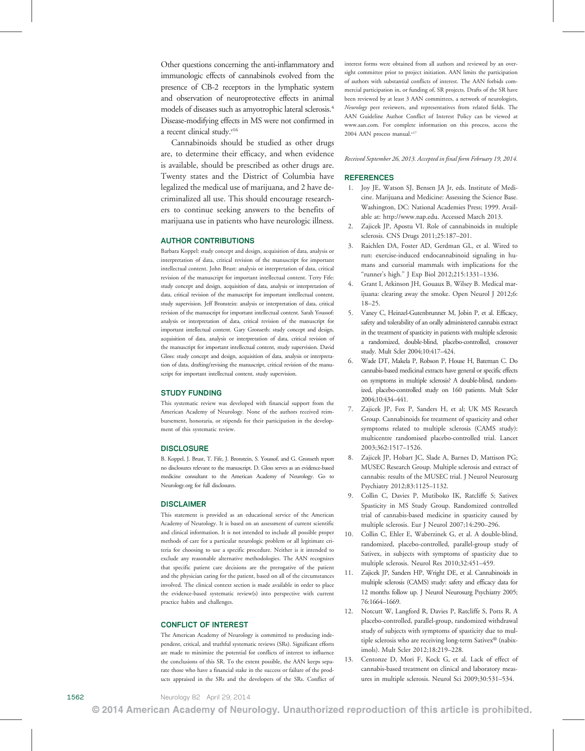Other questions concerning the anti-inflammatory and immunologic effects of cannabinols evolved from the presence of CB-2 receptors in the lymphatic system and observation of neuroprotective effects in animal models of diseases such as amyotrophic lateral sclerosis.[4] Disease-modifying effects in MS were not confirmed in a recent clinical study.[e16]

Cannabinoids should be studied as other drugs are, to determine their efficacy, and when evidence is available, should be prescribed as other drugs are. Twenty states and the District of Columbia have legalized the medical use of marijuana, and 2 have decriminalized all use. This should encourage researchers to continue seeking answers to the benefits of marijuana use in patients who have neurologic illness.

## AUTHOR CONTRIBUTIONS

Barbara Koppel: study concept and design, acquisition of data, analysis or interpretation of data, critical revision of the manuscript for important intellectual content. John Brust: analysis or interpretation of data, critical revision of the manuscript for important intellectual content. Terry Fife: study concept and design, acquisition of data, analysis or interpretation of data, critical revision of the manuscript for important intellectual content, study supervision. Jeff Bronstein: analysis or interpretation of data, critical revision of the manuscript for important intellectual content. Sarah Youssof: analysis or interpretation of data, critical revision of the manuscript for important intellectual content. Gary Gronseth: study concept and design, acquisition of data, analysis or interpretation of data, critical revision of the manuscript for important intellectual content, study supervision. David Gloss: study concept and design, acquisition of data, analysis or interpretation of data, drafting/revising the manuscript, critical revision of the manuscript for important intellectual content, study supervision.

## STUDY FUNDING

This systematic review was developed with financial support from the American Academy of Neurology. None of the authors received reimbursement, honoraria, or stipends for their participation in the development of this systematic review.

## DISCLOSURE

B. Koppel, J. Brust, T. Fife, J. Bronstein, S. Youssof, and G. Gronseth report no disclosures relevant to the manuscript. D. Gloss serves as an evidence-based medicine consultant to the American Academy of Neurology. Go to Neurology.org for full disclosures.

## DISCLAIMER

This statement is provided as an educational service of the American Academy of Neurology. It is based on an assessment of current scientific and clinical information. It is not intended to include all possible proper methods of care for a particular neurologic problem or all legitimate criteria for choosing to use a specific procedure. Neither is it intended to exclude any reasonable alternative methodologies. The AAN recognizes that specific patient care decisions are the prerogative of the patient and the physician caring for the patient, based on all of the circumstances involved. The clinical context section is made available in order to place the evidence-based systematic review(s) into perspective with current practice habits and challenges.

## CONFLICT OF INTEREST

The American Academy of Neurology is committed to producing independent, critical, and truthful systematic reviews (SRs). Significant efforts are made to minimize the potential for conflicts of interest to influence the conclusions of this SR. To the extent possible, the AAN keeps separate those who have a financial stake in the success or failure of the products appraised in the SRs and the developers of the SRs. Conflict of interest forms were obtained from all authors and reviewed by an oversight committee prior to project initiation. AAN limits the participation of authors with substantial conflicts of interest. The AAN forbids commercial participation in, or funding of, SR projects. Drafts of the SR have been reviewed by at least 3 AAN committees, a network of neurologists, *Neurology* peer reviewers, and representatives from related fields. The AAN Guideline Author Conflict of Interest Policy can be viewed at www.aan.com. For complete information on this process, access the 2004 AAN process manual.[e17]

*Received September 26, 2013. Accepted in final form February 19, 2014.*

## REFERENCES

1. Joy JE, Watson SJ, Bensen JA Jr, eds. Institute of Medicine. Marijuana and Medicine: Assessing the Science Base. Washington, DC: National Academies Press; 1999. Available at: http://www.nap.edu. Accessed March 2013.
2. Zajicek JP, Apostu VI. Role of cannabinoids in multiple sclerosis. CNS Drugs 2011;25:187–201.
3. Raichlen DA, Foster AD, Gerdman GL, et al. Wired to run: exercise-induced endocannabinoid signaling in humans and cursorial mammals with implications for the "runner's high." J Exp Biol 2012;215:1331–1336.
4. Grant I, Atkinson JH, Gouaux B, Wilsey B. Medical marijuana: clearing away the smoke. Open Neurol J 2012;6: 18–25.
5. Vaney C, Heinzel-Gutenbrunner M, Jobin P, et al. Efficacy, safety and tolerability of an orally administered cannabis extract in the treatment of spasticity in patients with multiple sclerosis: a randomized, double-blind, placebo-controlled, crossover study. Mult Scler 2004;10:417–424.
6. Wade DT, Makela P, Robson P, House H, Bateman C. Do cannabis-based medicinal extracts have general or specific effects on symptoms in multiple sclerosis? A double-blind, randomized, placebo-controlled study on 160 patients. Mult Scler 2004;10:434–441.
7. Zajicek JP, Fox P, Sanders H, et al; UK MS Research Group. Cannabinoids for treatment of spasticity and other symptoms related to multiple sclerosis (CAMS study): multicentre randomised placebo-controlled trial. Lancet 2003;362:1517–1526.
8. Zajicek JP, Hobart JC, Slade A, Barnes D, Mattison PG; MUSEC Research Group. Multiple sclerosis and extract of cannabis: results of the MUSEC trial. J Neurol Neurosurg Psychiatry 2012;83:1125–1132.
9. Collin C, Davies P, Mutiboko IK, Ratcliffe S; Sativex Spasticity in MS Study Group. Randomized controlled trial of cannabis-based medicine in spasticity caused by multiple sclerosis. Eur J Neurol 2007;14:290–296.
10. Collin C, Ehler E, Waberzinek G, et al. A double-blind, randomized, placebo-controlled, parallel-group study of Sativex, in subjects with symptoms of spasticity due to multiple sclerosis. Neurol Res 2010;32:451–459.
11. Zajicek JP, Sanders HP, Wright DE, et al. Cannabinoids in multiple sclerosis (CAMS) study: safety and efficacy data for 12 months follow up. J Neurol Neurosurg Psychiatry 2005; 76:1664–1669.
12. Notcutt W, Langford R, Davies P, Ratcliffe S, Potts R. A placebo-controlled, parallel-group, randomized withdrawal study of subjects with symptoms of spasticity due to multiple sclerosis who are receiving long-term Sativex® (nabiximols). Mult Scler 2012;18:219–228.
13. Centonze D, Mori F, Kock G, et al. Lack of effect of cannabis-based treatment on clinical and laboratory measures in multiple sclerosis. Neurol Sci 2009;30:531–534.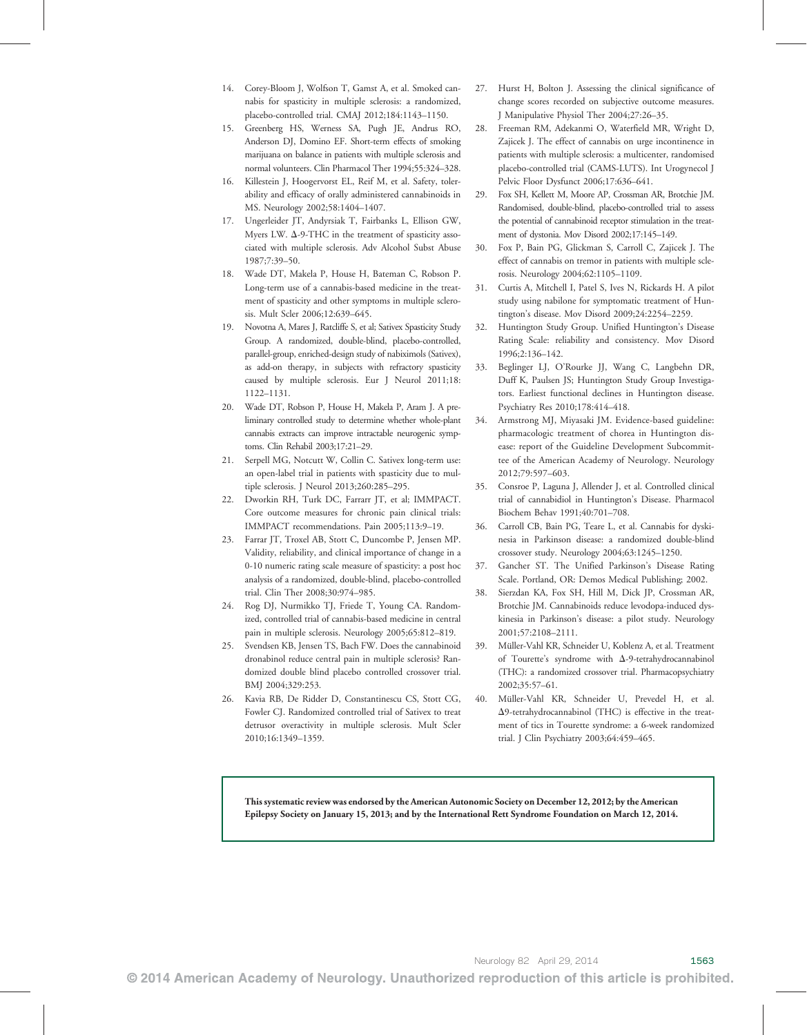14. Corey-Bloom J, Wolfson T, Gamst A, et al. Smoked cannabis for spasticity in multiple sclerosis: a randomized, placebo-controlled trial. CMAJ 2012;184:1143–1150.
15. Greenberg HS, Werness SA, Pugh JE, Andrus RO, Anderson DJ, Domino EF. Short-term effects of smoking marijuana on balance in patients with multiple sclerosis and normal volunteers. Clin Pharmacol Ther 1994;55:324–328.
16. Killestein J, Hoogervorst EL, Reif M, et al. Safety, tolerability and efficacy of orally administered cannabinoids in MS. Neurology 2002;58:1404–1407.
17. Ungerleider JT, Andyrsiak T, Fairbanks L, Ellison GW, Myers LW. Δ-9-THC in the treatment of spasticity associated with multiple sclerosis. Adv Alcohol Subst Abuse 1987;7:39–50.
18. Wade DT, Makela P, House H, Bateman C, Robson P. Long-term use of a cannabis-based medicine in the treatment of spasticity and other symptoms in multiple sclerosis. Mult Scler 2006;12:639–645.
19. Novotna A, Mares J, Ratcliffe S, et al; Sativex Spasticity Study Group. A randomized, double-blind, placebo-controlled, parallel-group, enriched-design study of nabiximols (Sativex), as add-on therapy, in subjects with refractory spasticity caused by multiple sclerosis. Eur J Neurol 2011;18: 1122–1131.
20. Wade DT, Robson P, House H, Makela P, Aram J. A preliminary controlled study to determine whether whole-plant cannabis extracts can improve intractable neurogenic symptoms. Clin Rehabil 2003;17:21–29.
21. Serpell MG, Notcutt W, Collin C. Sativex long-term use: an open-label trial in patients with spasticity due to multiple sclerosis. J Neurol 2013;260:285–295.
22. Dworkin RH, Turk DC, Farrarr JT, et al; IMMPACT. Core outcome measures for chronic pain clinical trials: IMMPACT recommendations. Pain 2005;113:9–19.
23. Farrar JT, Troxel AB, Stott C, Duncombe P, Jensen MP. Validity, reliability, and clinical importance of change in a 0-10 numeric rating scale measure of spasticity: a post hoc analysis of a randomized, double-blind, placebo-controlled trial. Clin Ther 2008;30:974–985.
24. Rog DJ, Nurmikko TJ, Friede T, Young CA. Randomized, controlled trial of cannabis-based medicine in central pain in multiple sclerosis. Neurology 2005;65:812–819.
25. Svendsen KB, Jensen TS, Bach FW. Does the cannabinoid dronabinol reduce central pain in multiple sclerosis? Randomised double blind placebo controlled crossover trial. BMJ 2004;329:253.
26. Kavia RB, De Ridder D, Constantinescu CS, Stott CG, Fowler CJ. Randomized controlled trial of Sativex to treat detrusor overactivity in multiple sclerosis. Mult Scler 2010;16:1349–1359.
27. Hurst H, Bolton J. Assessing the clinical significance of change scores recorded on subjective outcome measures. J Manipulative Physiol Ther 2004;27:26–35.
28. Freeman RM, Adekanmi O, Waterfield MR, Wright D, Zajicek J. The effect of cannabis on urge incontinence in patients with multiple sclerosis: a multicenter, randomised placebo-controlled trial (CAMS-LUTS). Int Urogynecol J Pelvic Floor Dysfunct 2006;17:636–641.
29. Fox SH, Kellett M, Moore AP, Crossman AR, Brotchie JM. Randomised, double-blind, placebo-controlled trial to assess the potential of cannabinoid receptor stimulation in the treatment of dystonia. Mov Disord 2002;17:145–149.
30. Fox P, Bain PG, Glickman S, Carroll C, Zajicek J. The effect of cannabis on tremor in patients with multiple sclerosis. Neurology 2004;62:1105–1109.
31. Curtis A, Mitchell I, Patel S, Ives N, Rickards H. A pilot study using nabilone for symptomatic treatment of Huntington's disease. Mov Disord 2009;24:2254–2259.
32. Huntington Study Group. Unified Huntington's Disease Rating Scale: reliability and consistency. Mov Disord 1996;2:136–142.
33. Beglinger LJ, O'Rourke JJ, Wang C, Langbehn DR, Duff K, Paulsen JS; Huntington Study Group Investigators. Earliest functional declines in Huntington disease. Psychiatry Res 2010;178:414–418.
34. Armstrong MJ, Miyasaki JM. Evidence-based guideline: pharmacologic treatment of chorea in Huntington disease: report of the Guideline Development Subcommittee of the American Academy of Neurology. Neurology 2012;79:597–603.
35. Consroe P, Laguna J, Allender J, et al. Controlled clinical trial of cannabidiol in Huntington's Disease. Pharmacol Biochem Behav 1991;40:701–708.
36. Carroll CB, Bain PG, Teare L, et al. Cannabis for dyskinesia in Parkinson disease: a randomized double-blind crossover study. Neurology 2004;63:1245–1250.
37. Gancher ST. The Unified Parkinson's Disease Rating Scale. Portland, OR: Demos Medical Publishing; 2002.
38. Sierzdan KA, Fox SH, Hill M, Dick JP, Crossman AR, Brotchie JM. Cannabinoids reduce levodopa-induced dyskinesia in Parkinson's disease: a pilot study. Neurology 2001;57:2108–2111.
39. Müller-Vahl KR, Schneider U, Koblenz A, et al. Treatment of Tourette's syndrome with Δ-9-tetrahydrocannabinol (THC): a randomized crossover trial. Pharmacopsychiatry 2002;35:57–61.
40. Müller-Vahl KR, Schneider U, Prevedel H, et al. Δ9-tetrahydrocannabinol (THC) is effective in the treatment of tics in Tourette syndrome: a 6-week randomized trial. J Clin Psychiatry 2003;64:459–465.

**This systematic review was endorsed by the American Autonomic Society on December 12, 2012; by the American Epilepsy Society on January 15, 2013; and by the International Rett Syndrome Foundation on March 12, 2014.**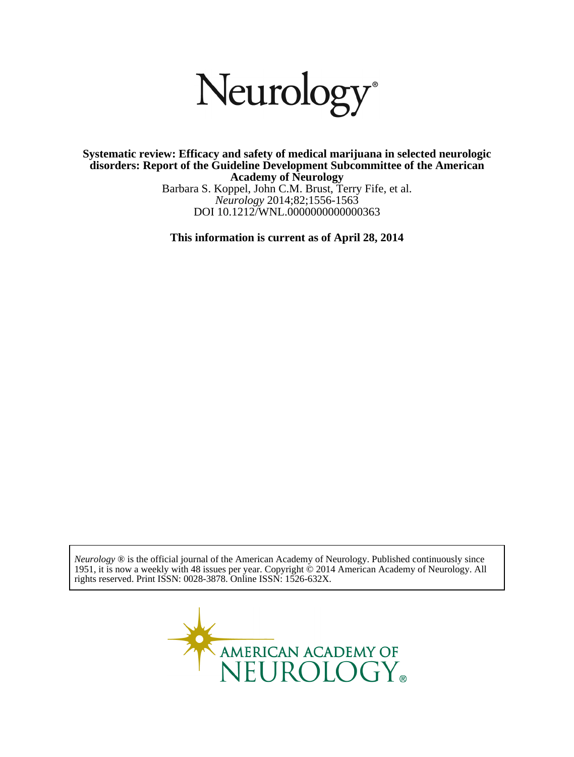# Neurology®

**Systematic review: Efficacy and safety of medical marijuana in selected neurologic disorders: Report of the Guideline Development Subcommittee of the American Academy of Neurology**

Barbara S. Koppel, John C.M. Brust, Terry Fife, et al.

*Neurology* 2014;82;1556-1563

DOI 10.1212/WNL.0000000000000363

**This information is current as of April 28, 2014**

*Neurology* ® is the official journal of the American Academy of Neurology. Published continuously since 1951, it is now a weekly with 48 issues per year. Copyright © 2014 American Academy of Neurology. All rights reserved. Print ISSN: 0028-3878. Online ISSN: 1526-632X.

AMERICAN ACADEMY OF NEUROLOGY®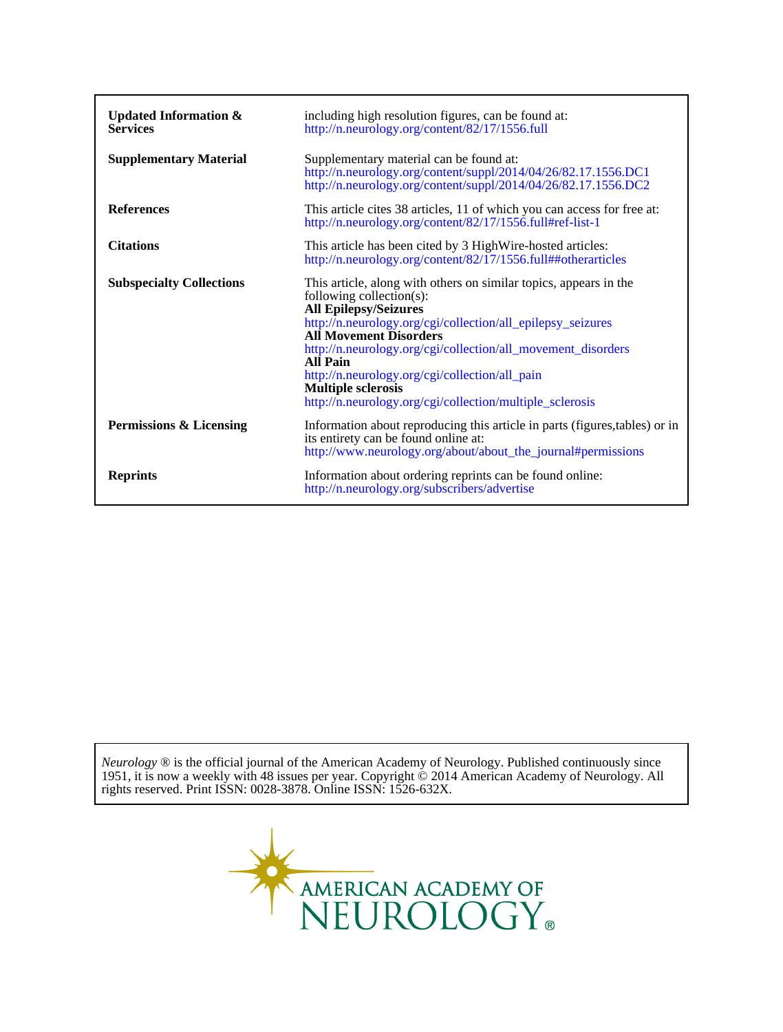| | |
|---|---|
| **Updated Information & Services** | including high resolution figures, can be found at: http://n.neurology.org/content/82/17/1556.full |
| **Supplementary Material** | Supplementary material can be found at: http://n.neurology.org/content/suppl/2014/04/26/82.17.1556.DC1 http://n.neurology.org/content/suppl/2014/04/26/82.17.1556.DC2 |
| **References** | This article cites 38 articles, 11 of which you can access for free at: http://n.neurology.org/content/82/17/1556.full#ref-list-1 |
| **Citations** | This article has been cited by 3 HighWire-hosted articles: http://n.neurology.org/content/82/17/1556.full##otherarticles |
| **Subspecialty Collections** | This article, along with others on similar topics, appears in the following collection(s): **All Epilepsy/Seizures** http://n.neurology.org/cgi/collection/all_epilepsy_seizures **All Movement Disorders** http://n.neurology.org/cgi/collection/all_movement_disorders **All Pain** http://n.neurology.org/cgi/collection/all_pain **Multiple sclerosis** http://n.neurology.org/cgi/collection/multiple_sclerosis |
| **Permissions & Licensing** | Information about reproducing this article in parts (figures,tables) or in its entirety can be found online at: http://www.neurology.org/about/about_the_journal#permissions |
| **Reprints** | Information about ordering reprints can be found online: http://n.neurology.org/subscribers/advertise |

*Neurology* ® is the official journal of the American Academy of Neurology. Published continuously since 1951, it is now a weekly with 48 issues per year. Copyright © 2014 American Academy of Neurology. All rights reserved. Print ISSN: 0028-3878. Online ISSN: 1526-632X.

AMERICAN ACADEMY OF NEUROLOGY®